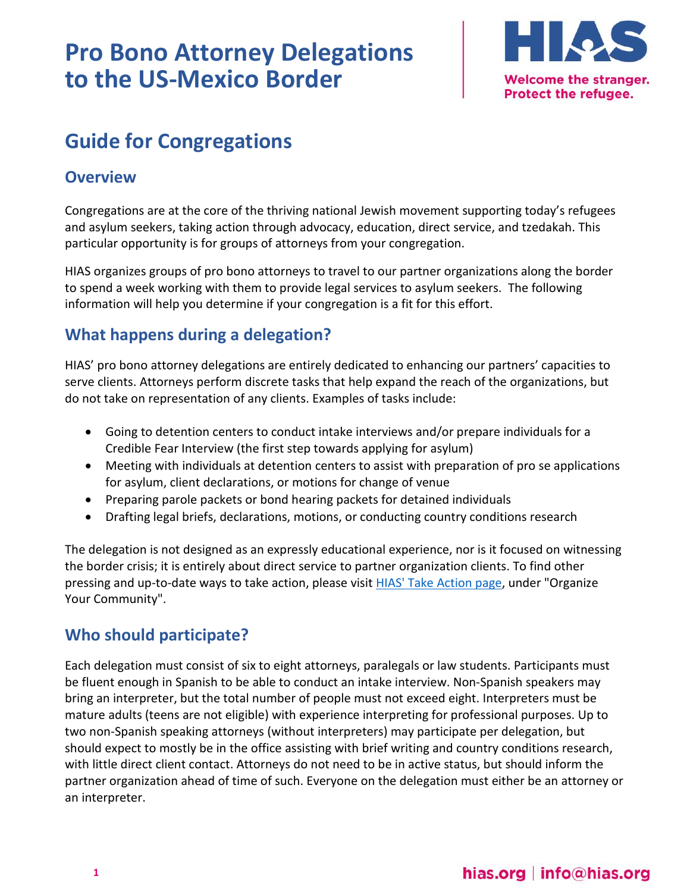# Pro Bono Attorney Delegations to the US-Mexico Border

HIAS
Welcome the stranger.
Protect the refugee.

## Guide for Congregations

### Overview

Congregations are at the core of the thriving national Jewish movement supporting today's refugees and asylum seekers, taking action through advocacy, education, direct service, and tzedakah. This particular opportunity is for groups of attorneys from your congregation.

HIAS organizes groups of pro bono attorneys to travel to our partner organizations along the border to spend a week working with them to provide legal services to asylum seekers. The following information will help you determine if your congregation is a fit for this effort.

### What happens during a delegation?

HIAS' pro bono attorney delegations are entirely dedicated to enhancing our partners' capacities to serve clients. Attorneys perform discrete tasks that help expand the reach of the organizations, but do not take on representation of any clients. Examples of tasks include:

- Going to detention centers to conduct intake interviews and/or prepare individuals for a Credible Fear Interview (the first step towards applying for asylum)
- Meeting with individuals at detention centers to assist with preparation of pro se applications for asylum, client declarations, or motions for change of venue
- Preparing parole packets or bond hearing packets for detained individuals
- Drafting legal briefs, declarations, motions, or conducting country conditions research

The delegation is not designed as an expressly educational experience, nor is it focused on witnessing the border crisis; it is entirely about direct service to partner organization clients. To find other pressing and up-to-date ways to take action, please visit [HIAS' Take Action page](), under "Organize Your Community".

### Who should participate?

Each delegation must consist of six to eight attorneys, paralegals or law students. Participants must be fluent enough in Spanish to be able to conduct an intake interview. Non-Spanish speakers may bring an interpreter, but the total number of people must not exceed eight. Interpreters must be mature adults (teens are not eligible) with experience interpreting for professional purposes. Up to two non-Spanish speaking attorneys (without interpreters) may participate per delegation, but should expect to mostly be in the office assisting with brief writing and country conditions research, with little direct client contact. Attorneys do not need to be in active status, but should inform the partner organization ahead of time of such. Everyone on the delegation must either be an attorney or an interpreter.

hias.org | info@hias.org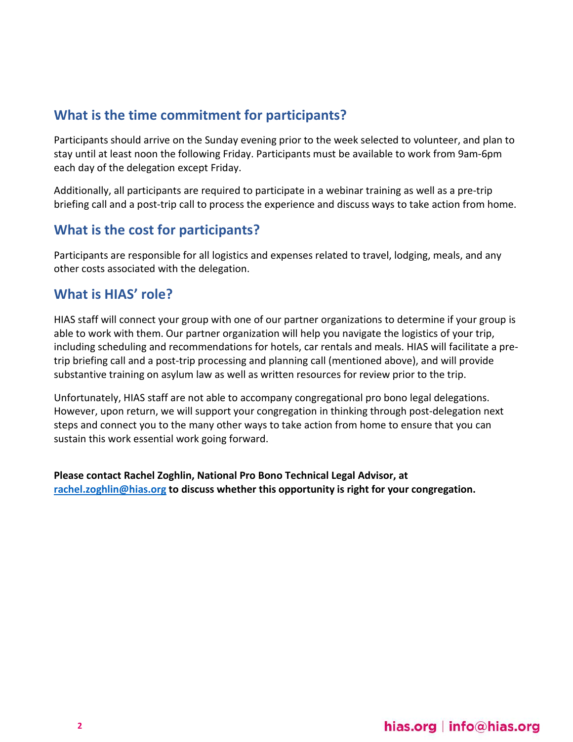## What is the time commitment for participants?

Participants should arrive on the Sunday evening prior to the week selected to volunteer, and plan to stay until at least noon the following Friday. Participants must be available to work from 9am-6pm each day of the delegation except Friday.

Additionally, all participants are required to participate in a webinar training as well as a pre-trip briefing call and a post-trip call to process the experience and discuss ways to take action from home.

## What is the cost for participants?

Participants are responsible for all logistics and expenses related to travel, lodging, meals, and any other costs associated with the delegation.

## What is HIAS' role?

HIAS staff will connect your group with one of our partner organizations to determine if your group is able to work with them. Our partner organization will help you navigate the logistics of your trip, including scheduling and recommendations for hotels, car rentals and meals. HIAS will facilitate a pre-trip briefing call and a post-trip processing and planning call (mentioned above), and will provide substantive training on asylum law as well as written resources for review prior to the trip.

Unfortunately, HIAS staff are not able to accompany congregational pro bono legal delegations. However, upon return, we will support your congregation in thinking through post-delegation next steps and connect you to the many other ways to take action from home to ensure that you can sustain this work essential work going forward.

**Please contact Rachel Zoghlin, National Pro Bono Technical Legal Advisor, at [rachel.zoghlin@hias.org](mailto:rachel.zoghlin@hias.org) to discuss whether this opportunity is right for your congregation.**